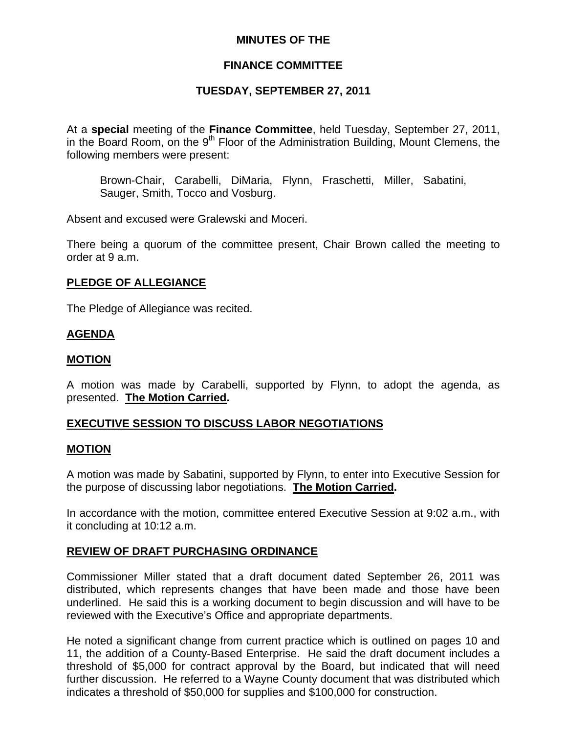**MINUTES OF THE**

**FINANCE COMMITTEE**

**TUESDAY, SEPTEMBER 27, 2011**

At a **special** meeting of the **Finance Committee**, held Tuesday, September 27, 2011, in the Board Room, on the 9th Floor of the Administration Building, Mount Clemens, the following members were present:

Brown-Chair, Carabelli, DiMaria, Flynn, Fraschetti, Miller, Sabatini, Sauger, Smith, Tocco and Vosburg.

Absent and excused were Gralewski and Moceri.

There being a quorum of the committee present, Chair Brown called the meeting to order at 9 a.m.

## PLEDGE OF ALLEGIANCE

The Pledge of Allegiance was recited.

## AGENDA

## MOTION

A motion was made by Carabelli, supported by Flynn, to adopt the agenda, as presented. **The Motion Carried.**

## EXECUTIVE SESSION TO DISCUSS LABOR NEGOTIATIONS

## MOTION

A motion was made by Sabatini, supported by Flynn, to enter into Executive Session for the purpose of discussing labor negotiations. **The Motion Carried.**

In accordance with the motion, committee entered Executive Session at 9:02 a.m., with it concluding at 10:12 a.m.

## REVIEW OF DRAFT PURCHASING ORDINANCE

Commissioner Miller stated that a draft document dated September 26, 2011 was distributed, which represents changes that have been made and those have been underlined. He said this is a working document to begin discussion and will have to be reviewed with the Executive's Office and appropriate departments.

He noted a significant change from current practice which is outlined on pages 10 and 11, the addition of a County-Based Enterprise. He said the draft document includes a threshold of $5,000 for contract approval by the Board, but indicated that will need further discussion. He referred to a Wayne County document that was distributed which indicates a threshold of $50,000 for supplies and $100,000 for construction.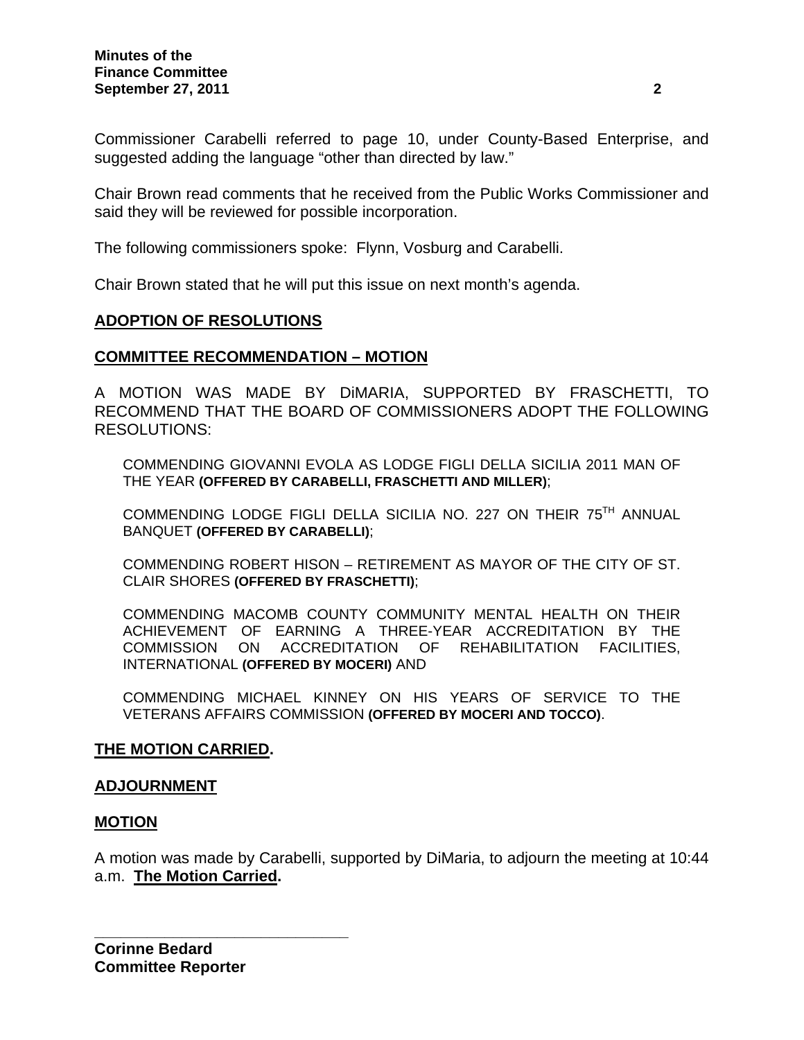Commissioner Carabelli referred to page 10, under County-Based Enterprise, and suggested adding the language "other than directed by law."

Chair Brown read comments that he received from the Public Works Commissioner and said they will be reviewed for possible incorporation.

The following commissioners spoke: Flynn, Vosburg and Carabelli.

Chair Brown stated that he will put this issue on next month's agenda.

## ADOPTION OF RESOLUTIONS

## COMMITTEE RECOMMENDATION – MOTION

A MOTION WAS MADE BY DiMARIA, SUPPORTED BY FRASCHETTI, TO RECOMMEND THAT THE BOARD OF COMMISSIONERS ADOPT THE FOLLOWING RESOLUTIONS:

COMMENDING GIOVANNI EVOLA AS LODGE FIGLI DELLA SICILIA 2011 MAN OF THE YEAR **(OFFERED BY CARABELLI, FRASCHETTI AND MILLER)**;

COMMENDING LODGE FIGLI DELLA SICILIA NO. 227 ON THEIR 75TH ANNUAL BANQUET **(OFFERED BY CARABELLI)**;

COMMENDING ROBERT HISON – RETIREMENT AS MAYOR OF THE CITY OF ST. CLAIR SHORES **(OFFERED BY FRASCHETTI)**;

COMMENDING MACOMB COUNTY COMMUNITY MENTAL HEALTH ON THEIR ACHIEVEMENT OF EARNING A THREE-YEAR ACCREDITATION BY THE COMMISSION ON ACCREDITATION OF REHABILITATION FACILITIES, INTERNATIONAL **(OFFERED BY MOCERI)** AND

COMMENDING MICHAEL KINNEY ON HIS YEARS OF SERVICE TO THE VETERANS AFFAIRS COMMISSION **(OFFERED BY MOCERI AND TOCCO)**.

**THE MOTION CARRIED.**

## ADJOURNMENT

## MOTION

A motion was made by Carabelli, supported by DiMaria, to adjourn the meeting at 10:44 a.m. **The Motion Carried.**

\_\_\_\_\_\_\_\_\_\_\_\_\_\_\_\_\_\_\_\_\_\_\_\_\_\_\_\_\_\_\_

**Corinne Bedard**
**Committee Reporter**